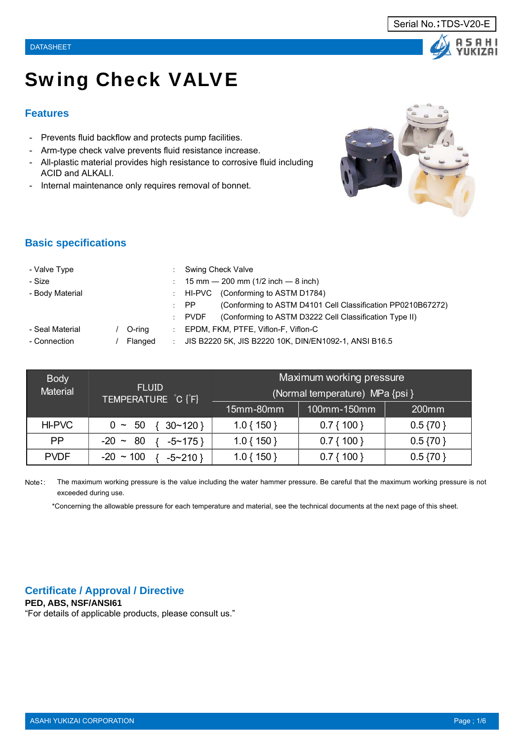Serial No.；TDS-V20-E

DATASHEET

# Swing Check VALVE

## Features

- Prevents fluid backflow and protects pump facilities.
- Arm-type check valve prevents fluid resistance increase.
- All-plastic material provides high resistance to corrosive fluid including ACID and ALKALI.
- Internal maintenance only requires removal of bonnet.

## Basic specifications

| | | | |
|---|---|---|---|
| - Valve Type | | : | Swing Check Valve |
| - Size | | : | 15 mm — 200 mm (1/2 inch — 8 inch) |
| - Body Material | | : | HI-PVC (Conforming to ASTM D1784) |
| | | : | PP (Conforming to ASTM D4101 Cell Classification PP0210B67272) |
| | | : | PVDF (Conforming to ASTM D3222 Cell Classification Type II) |
| - Seal Material | / O-ring | : | EPDM, FKM, PTFE, Viflon-F, Viflon-C |
| - Connection | / Flanged | : | JIS B2220 5K, JIS B2220 10K, DIN/EN1092-1, ANSI B16.5 |

| Body Material | FLUID TEMPERATURE ℃ {°F} | Maximum working pressure (Normal temperature) MPa {psi} | | |
|---|---|---|---|---|
| | | 15mm-80mm | 100mm-150mm | 200mm |
| HI-PVC | 0 ~ 50 { 30~120 } | 1.0 { 150 } | 0.7 { 100 } | 0.5 {70 } |
| PP | -20 ~ 80 { -5~175 } | 1.0 { 150 } | 0.7 { 100 } | 0.5 {70 } |
| PVDF | -20 ~ 100 { -5~210 } | 1.0 { 150 } | 0.7 { 100 } | 0.5 {70 } |

Note:: The maximum working pressure is the value including the water hammer pressure. Be careful that the maximum working pressure is not exceeded during use.

*Concerning the allowable pressure for each temperature and material, see the technical documents at the next page of this sheet.

## Certificate / Approval / Directive

**PED, ABS, NSF/ANSI61**

"For details of applicable products, please consult us."

ASAHI YUKIZAI CORPORATION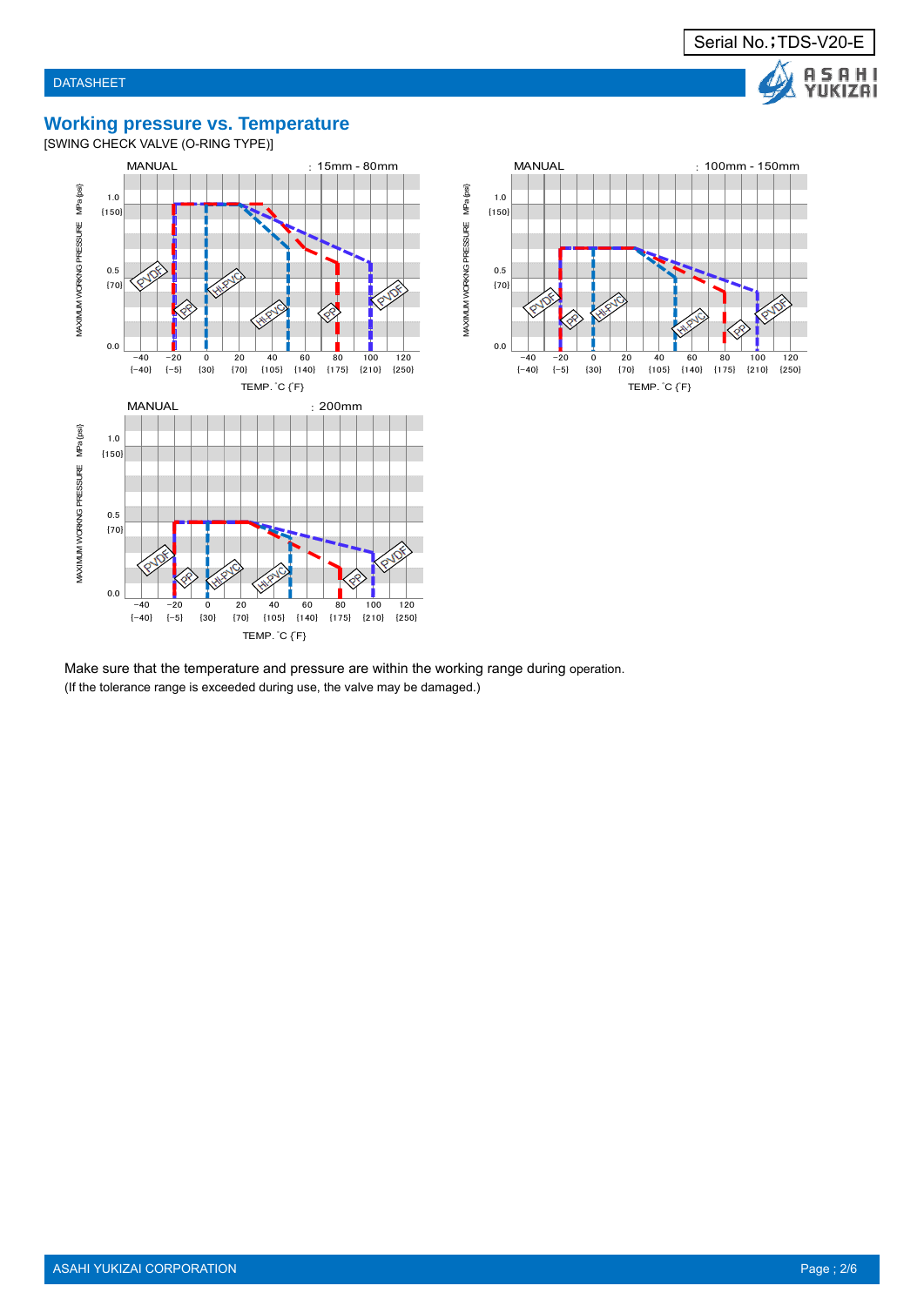## Working pressure vs. Temperature

[SWING CHECK VALVE (O-RING TYPE)]

MANUAL : 15mm - 80mm

MAXIMUM WORKING PRESSURE MPa {psi}

1.0 {150}
0.5 {70}
0.0

−40 {−40} −20 {−5} 0 {30} 20 {70} 40 {105} 60 {140} 80 {175} 100 {210} 120 {250}

TEMP. ˚C {˚F}

PVDF, PP, HI-PVC

MANUAL : 100mm - 150mm

MAXIMUM WORKING PRESSURE MPa {psi}

1.0 {150}
0.5 {70}
0.0

−40 {−40} −20 {−5} 0 {30} 20 {70} 40 {105} 60 {140} 80 {175} 100 {210} 120 {250}

TEMP. ˚C {˚F}

PVDF, PP, HI-PVC

MANUAL : 200mm

MAXIMUM WORKING PRESSURE MPa {psi}

1.0 {150}
0.5 {70}
0.0

−40 {−40} −20 {−5} 0 {30} 20 {70} 40 {105} 60 {140} 80 {175} 100 {210} 120 {250}

TEMP. ˚C {˚F}

PVDF, PP, HI-PVC

Make sure that the temperature and pressure are within the working range during operation.
(If the tolerance range is exceeded during use, the valve may be damaged.)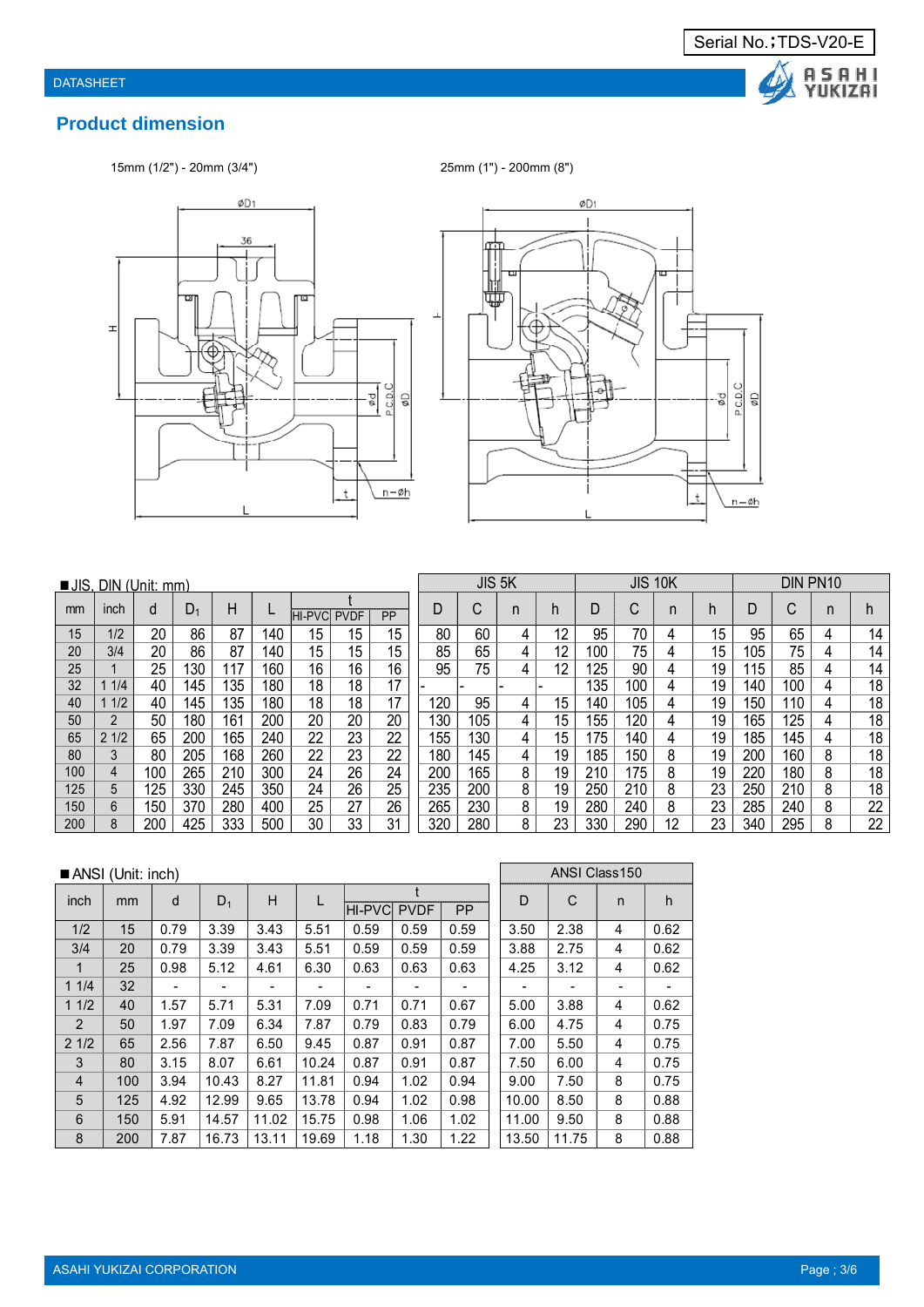Serial No.;TDS-V20-E

DATASHEET

## Product dimension

15mm (1/2") - 20mm (3/4")

25mm (1") - 200mm (8")

■JIS, DIN (Unit: mm)

| mm | inch | d | $D_1$ | H | L | t | | | JIS 5K | | | | JIS 10K | | | | DIN PN10 | | | |
|---|---|---|---|---|---|---|---|---|---|---|---|---|---|---|---|---|---|---|---|---|
| | | | | | | HI-PVC | PVDF | PP | D | C | n | h | D | C | n | h | D | C | n | h |
| 15 | 1/2 | 20 | 86 | 87 | 140 | 15 | 15 | 15 | 80 | 60 | 4 | 12 | 95 | 70 | 4 | 15 | 95 | 65 | 4 | 14 |
| 20 | 3/4 | 20 | 86 | 87 | 140 | 15 | 15 | 15 | 85 | 65 | 4 | 12 | 100 | 75 | 4 | 15 | 105 | 75 | 4 | 14 |
| 25 | 1 | 25 | 130 | 117 | 160 | 16 | 16 | 16 | 95 | 75 | 4 | 12 | 125 | 90 | 4 | 19 | 115 | 85 | 4 | 14 |
| 32 | 1 1/4 | 40 | 145 | 135 | 180 | 18 | 18 | 17 | - | - | - | - | 135 | 100 | 4 | 19 | 140 | 100 | 4 | 18 |
| 40 | 1 1/2 | 40 | 145 | 135 | 180 | 18 | 18 | 17 | 120 | 95 | 4 | 15 | 140 | 105 | 4 | 19 | 150 | 110 | 4 | 18 |
| 50 | 2 | 50 | 180 | 161 | 200 | 20 | 20 | 20 | 130 | 105 | 4 | 15 | 155 | 120 | 4 | 19 | 165 | 125 | 4 | 18 |
| 65 | 2 1/2 | 65 | 200 | 165 | 240 | 22 | 23 | 22 | 155 | 130 | 4 | 15 | 175 | 140 | 4 | 19 | 185 | 145 | 4 | 18 |
| 80 | 3 | 80 | 205 | 168 | 260 | 22 | 23 | 22 | 180 | 145 | 4 | 19 | 185 | 150 | 8 | 19 | 200 | 160 | 8 | 18 |
| 100 | 4 | 100 | 265 | 210 | 300 | 24 | 26 | 24 | 200 | 165 | 8 | 19 | 210 | 175 | 8 | 19 | 220 | 180 | 8 | 18 |
| 125 | 5 | 125 | 330 | 245 | 350 | 24 | 26 | 25 | 235 | 200 | 8 | 19 | 250 | 210 | 8 | 23 | 250 | 210 | 8 | 18 |
| 150 | 6 | 150 | 370 | 280 | 400 | 25 | 27 | 26 | 265 | 230 | 8 | 19 | 280 | 240 | 8 | 23 | 285 | 240 | 8 | 22 |
| 200 | 8 | 200 | 425 | 333 | 500 | 30 | 33 | 31 | 320 | 280 | 8 | 23 | 330 | 290 | 12 | 23 | 340 | 295 | 8 | 22 |

■ANSI (Unit: inch)

| inch | mm | d | $D_1$ | H | L | t | | | ANSI Class150 | | | |
|---|---|---|---|---|---|---|---|---|---|---|---|---|
| | | | | | | HI-PVC | PVDF | PP | D | C | n | h |
| 1/2 | 15 | 0.79 | 3.39 | 3.43 | 5.51 | 0.59 | 0.59 | 0.59 | 3.50 | 2.38 | 4 | 0.62 |
| 3/4 | 20 | 0.79 | 3.39 | 3.43 | 5.51 | 0.59 | 0.59 | 0.59 | 3.88 | 2.75 | 4 | 0.62 |
| 1 | 25 | 0.98 | 5.12 | 4.61 | 6.30 | 0.63 | 0.63 | 0.63 | 4.25 | 3.12 | 4 | 0.62 |
| 1 1/4 | 32 | - | - | - | - | - | - | - | - | - | - | - |
| 1 1/2 | 40 | 1.57 | 5.71 | 5.31 | 7.09 | 0.71 | 0.71 | 0.67 | 5.00 | 3.88 | 4 | 0.62 |
| 2 | 50 | 1.97 | 7.09 | 6.34 | 7.87 | 0.79 | 0.83 | 0.79 | 6.00 | 4.75 | 4 | 0.75 |
| 2 1/2 | 65 | 2.56 | 7.87 | 6.50 | 9.45 | 0.87 | 0.91 | 0.87 | 7.00 | 5.50 | 4 | 0.75 |
| 3 | 80 | 3.15 | 8.07 | 6.61 | 10.24 | 0.87 | 0.91 | 0.87 | 7.50 | 6.00 | 4 | 0.75 |
| 4 | 100 | 3.94 | 10.43 | 8.27 | 11.81 | 0.94 | 1.02 | 0.94 | 9.00 | 7.50 | 8 | 0.75 |
| 5 | 125 | 4.92 | 12.99 | 9.65 | 13.78 | 0.94 | 1.02 | 0.98 | 10.00 | 8.50 | 8 | 0.88 |
| 6 | 150 | 5.91 | 14.57 | 11.02 | 15.75 | 0.98 | 1.06 | 1.02 | 11.00 | 9.50 | 8 | 0.88 |
| 8 | 200 | 7.87 | 16.73 | 13.11 | 19.69 | 1.18 | 1.30 | 1.22 | 13.50 | 11.75 | 8 | 0.88 |

ASAHI YUKIZAI CORPORATION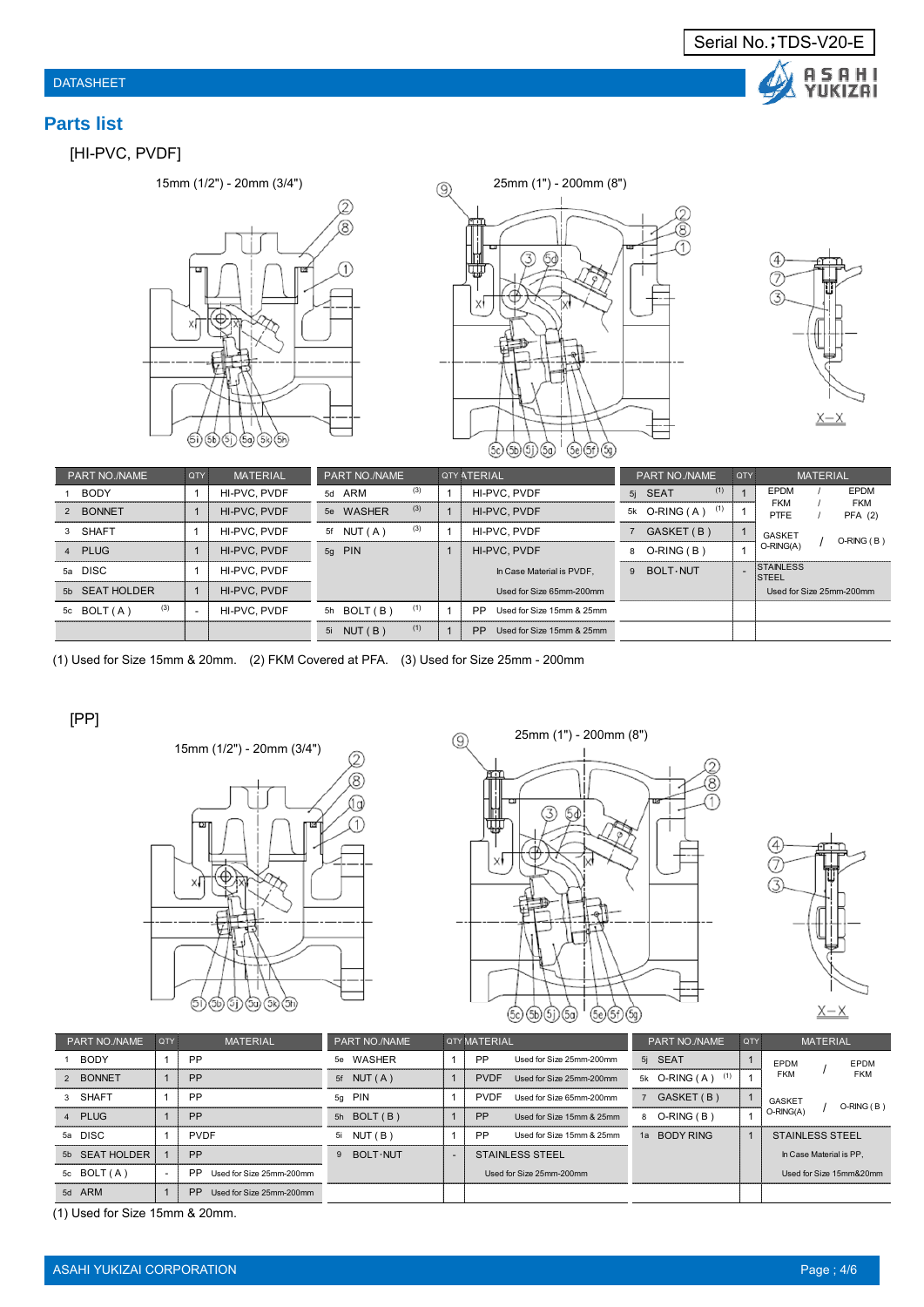Serial No.;TDS-V20-E

DATASHEET

## Parts list

### [HI-PVC, PVDF]

15mm (1/2") - 20mm (3/4")

25mm (1") - 200mm (8")

X－X

| PART NO./NAME | QTY | MATERIAL | PART NO./NAME | QTY | MATERIAL | PART NO./NAME | QTY | MATERIAL |
|---|---|---|---|---|---|---|---|---|
| 1 BODY | 1 | HI-PVC, PVDF | 5d ARM (3) | 1 | HI-PVC, PVDF | 5j SEAT (1) | 1 | EPDM / EPDM, FKM / FKM, PTFE / PFA (2) |
| 2 BONNET | 1 | HI-PVC, PVDF | 5e WASHER (3) | 1 | HI-PVC, PVDF | 5k O-RING ( A ) (1) | 1 | |
| 3 SHAFT | 1 | HI-PVC, PVDF | 5f NUT ( A ) (3) | 1 | HI-PVC, PVDF | 7 GASKET ( B ) | 1 | GASKET O-RING(A) / O-RING ( B ) |
| 4 PLUG | 1 | HI-PVC, PVDF | 5g PIN | 1 | HI-PVC, PVDF | 8 O-RING ( B ) | 1 | |
| 5a DISC | 1 | HI-PVC, PVDF | | | In Case Material is PVDF, | 9 BOLT･NUT | - | STAINLESS STEEL |
| 5b SEAT HOLDER | 1 | HI-PVC, PVDF | | | Used for Size 65mm-200mm | | | Used for Size 25mm-200mm |
| 5c BOLT ( A ) (3) | - | HI-PVC, PVDF | 5h BOLT ( B ) (1) | 1 | PP Used for Size 15mm & 25mm | | | |
| | | | 5i NUT ( B ) (1) | 1 | PP Used for Size 15mm & 25mm | | | |

(1) Used for Size 15mm & 20mm. (2) FKM Covered at PFA. (3) Used for Size 25mm - 200mm

### [PP]

15mm (1/2") - 20mm (3/4")

25mm (1") - 200mm (8")

X－X

| PART NO./NAME | QTY | MATERIAL | PART NO./NAME | QTY | MATERIAL | PART NO./NAME | QTY | MATERIAL |
|---|---|---|---|---|---|---|---|---|
| 1 BODY | 1 | PP | 5e WASHER | 1 | PP Used for Size 25mm-200mm | 5j SEAT | 1 | EPDM / EPDM, FKM / FKM |
| 2 BONNET | 1 | PP | 5f NUT ( A ) | 1 | PVDF Used for Size 25mm-200mm | 5k O-RING ( A ) (1) | 1 | |
| 3 SHAFT | 1 | PP | 5g PIN | 1 | PVDF Used for Size 65mm-200mm | 7 GASKET ( B ) | 1 | GASKET O-RING(A) / O-RING ( B ) |
| 4 PLUG | 1 | PP | 5h BOLT ( B ) | 1 | PP Used for Size 15mm & 25mm | 8 O-RING ( B ) | 1 | |
| 5a DISC | 1 | PVDF | 5i NUT ( B ) | 1 | PP Used for Size 15mm & 25mm | 1a BODY RING | 1 | STAINLESS STEEL |
| 5b SEAT HOLDER | 1 | PP | 9 BOLT･NUT | - | STAINLESS STEEL | | | In Case Material is PP, |
| 5c BOLT ( A ) | - | PP Used for Size 25mm-200mm | | | Used for Size 25mm-200mm | | | Used for Size 15mm&20mm |
| 5d ARM | 1 | PP Used for Size 25mm-200mm | | | | | | |

(1) Used for Size 15mm & 20mm.

ASAHI YUKIZAI CORPORATION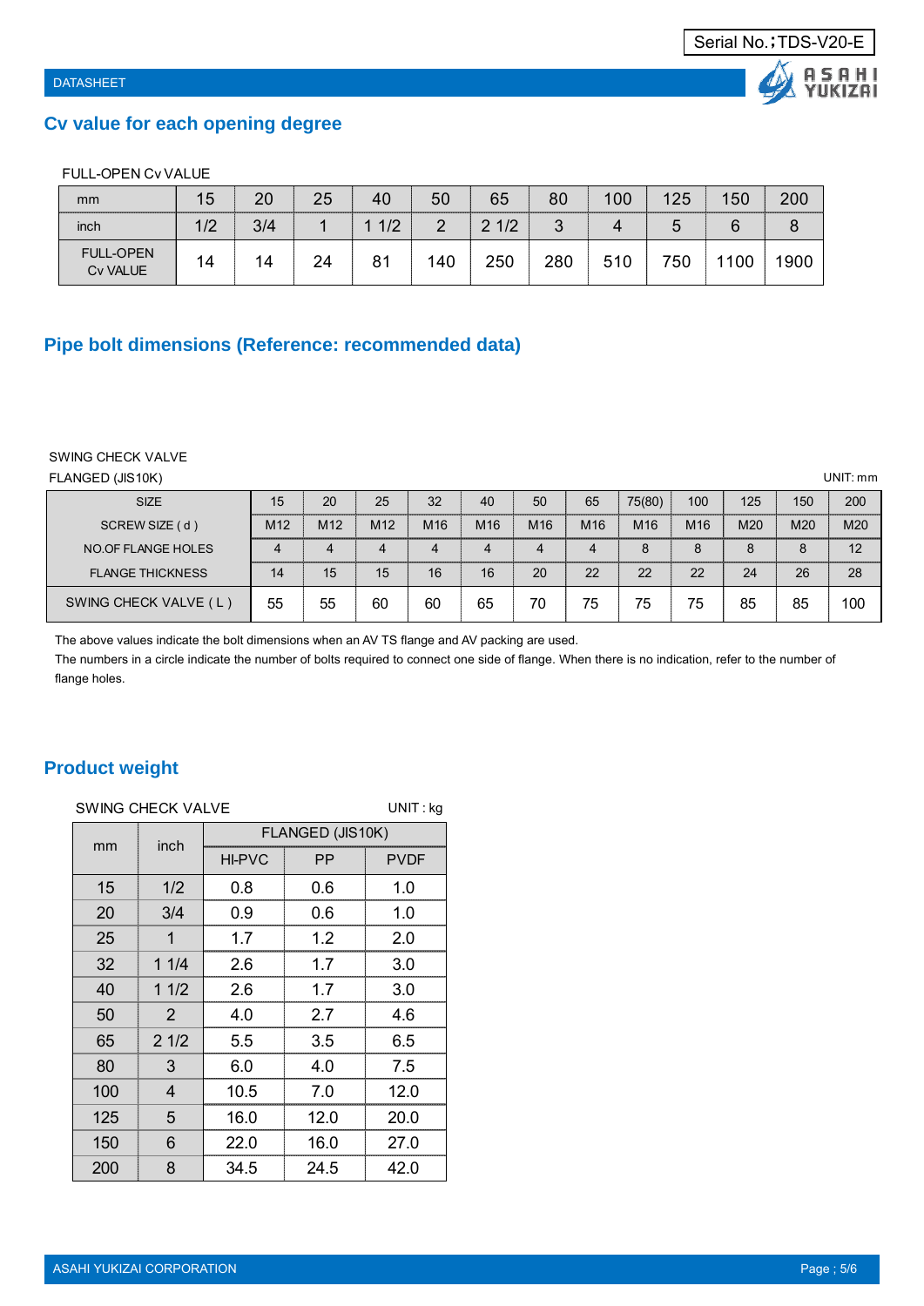## Cv value for each opening degree

FULL-OPEN Cv VALUE

| mm | 15 | 20 | 25 | 40 | 50 | 65 | 80 | 100 | 125 | 150 | 200 |
|---|---|---|---|---|---|---|---|---|---|---|---|
| inch | 1/2 | 3/4 | 1 | 1 1/2 | 2 | 2 1/2 | 3 | 4 | 5 | 6 | 8 |
| FULL-OPEN Cv VALUE | 14 | 14 | 24 | 81 | 140 | 250 | 280 | 510 | 750 | 1100 | 1900 |

## Pipe bolt dimensions (Reference: recommended data)

SWING CHECK VALVE

FLANGED (JIS10K)

UNIT: mm

| SIZE | 15 | 20 | 25 | 32 | 40 | 50 | 65 | 75(80) | 100 | 125 | 150 | 200 |
|---|---|---|---|---|---|---|---|---|---|---|---|---|
| SCREW SIZE ( d ) | M12 | M12 | M12 | M16 | M16 | M16 | M16 | M16 | M16 | M20 | M20 | M20 |
| NO.OF FLANGE HOLES | 4 | 4 | 4 | 4 | 4 | 4 | 4 | 8 | 8 | 8 | 8 | 12 |
| FLANGE THICKNESS | 14 | 15 | 15 | 16 | 16 | 20 | 22 | 22 | 22 | 24 | 26 | 28 |
| SWING CHECK VALVE ( L ) | 55 | 55 | 60 | 60 | 65 | 70 | 75 | 75 | 75 | 85 | 85 | 100 |

The above values indicate the bolt dimensions when an AV TS flange and AV packing are used.

The numbers in a circle indicate the number of bolts required to connect one side of flange. When there is no indication, refer to the number of flange holes.

## Product weight

SWING CHECK VALVE

UNIT : kg

| mm | inch | FLANGED (JIS10K) | | |
|---|---|---|---|---|
| | | HI-PVC | PP | PVDF |
| 15 | 1/2 | 0.8 | 0.6 | 1.0 |
| 20 | 3/4 | 0.9 | 0.6 | 1.0 |
| 25 | 1 | 1.7 | 1.2 | 2.0 |
| 32 | 1 1/4 | 2.6 | 1.7 | 3.0 |
| 40 | 1 1/2 | 2.6 | 1.7 | 3.0 |
| 50 | 2 | 4.0 | 2.7 | 4.6 |
| 65 | 2 1/2 | 5.5 | 3.5 | 6.5 |
| 80 | 3 | 6.0 | 4.0 | 7.5 |
| 100 | 4 | 10.5 | 7.0 | 12.0 |
| 125 | 5 | 16.0 | 12.0 | 20.0 |
| 150 | 6 | 22.0 | 16.0 | 27.0 |
| 200 | 8 | 34.5 | 24.5 | 42.0 |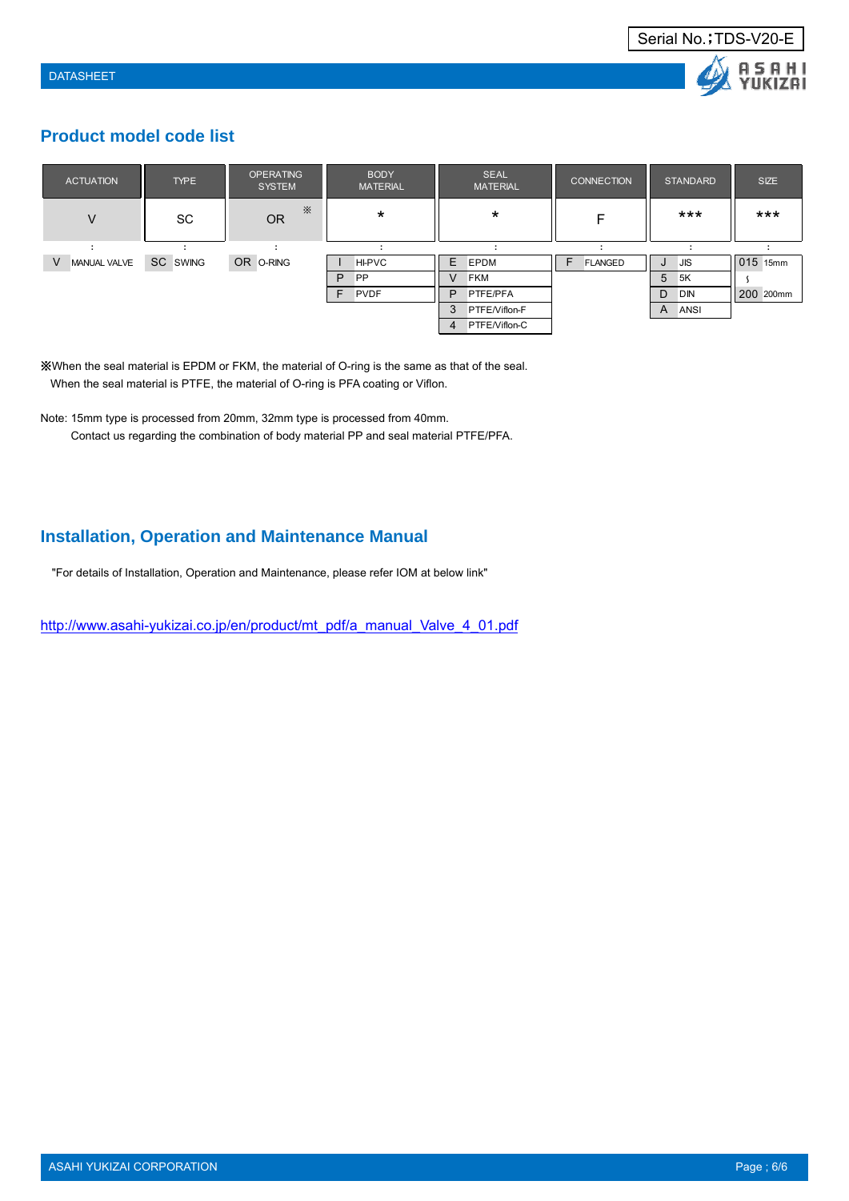## Product model code list

| ACTUATION | TYPE | OPERATING SYSTEM | BODY MATERIAL | SEAL MATERIAL | CONNECTION | STANDARD | SIZE |
|---|---|---|---|---|---|---|---|
| V | SC | OR ※ | * | * | F | *** | *** |
| : | : | : | : | : | : | : | : |
| V MANUAL VALVE | SC SWING | OR O-RING | I HI-PVC | E EPDM | F FLANGED | J JIS | 015 15mm |
| | | | P PP | V FKM | | 5 5K | ∫ |
| | | | F PVDF | P PTFE/PFA | | D DIN | 200 200mm |
| | | | | 3 PTFE/Viflon-F | | A ANSI | |
| | | | | 4 PTFE/Viflon-C | | | |

※When the seal material is EPDM or FKM, the material of O-ring is the same as that of the seal.
When the seal material is PTFE, the material of O-ring is PFA coating or Viflon.

Note: 15mm type is processed from 20mm, 32mm type is processed from 40mm.
Contact us regarding the combination of body material PP and seal material PTFE/PFA.

## Installation, Operation and Maintenance Manual

"For details of Installation, Operation and Maintenance, please refer IOM at below link"

http://www.asahi-yukizai.co.jp/en/product/mt_pdf/a_manual_Valve_4_01.pdf